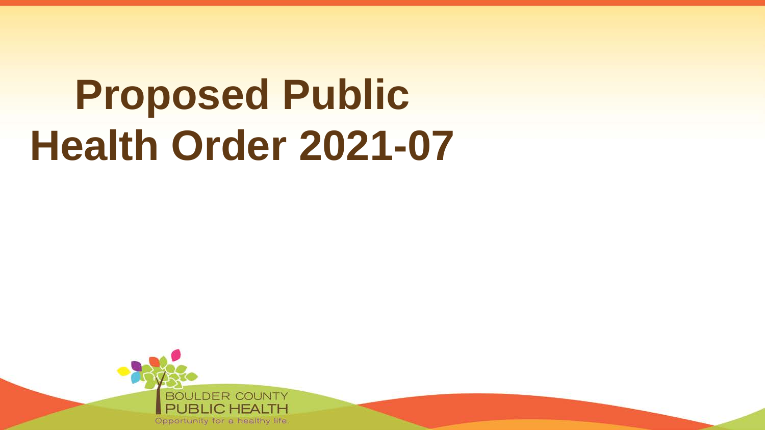# Proposed Public Health Order 2021-07

BOULDER COUNTY
PUBLIC HEALTH
Opportunity for a healthy life.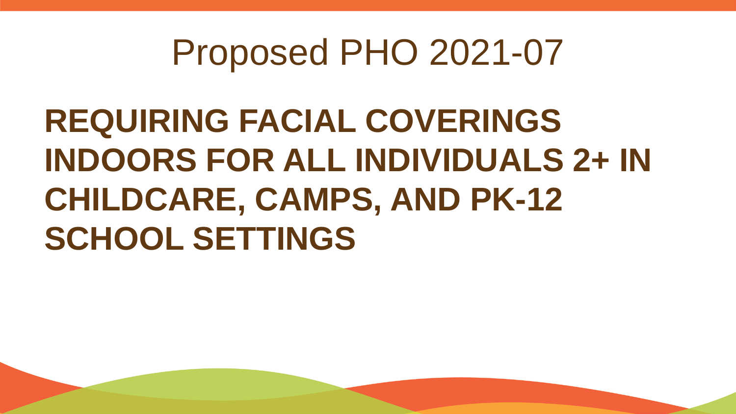# Proposed PHO 2021-07

## REQUIRING FACIAL COVERINGS INDOORS FOR ALL INDIVIDUALS 2+ IN CHILDCARE, CAMPS, AND PK-12 SCHOOL SETTINGS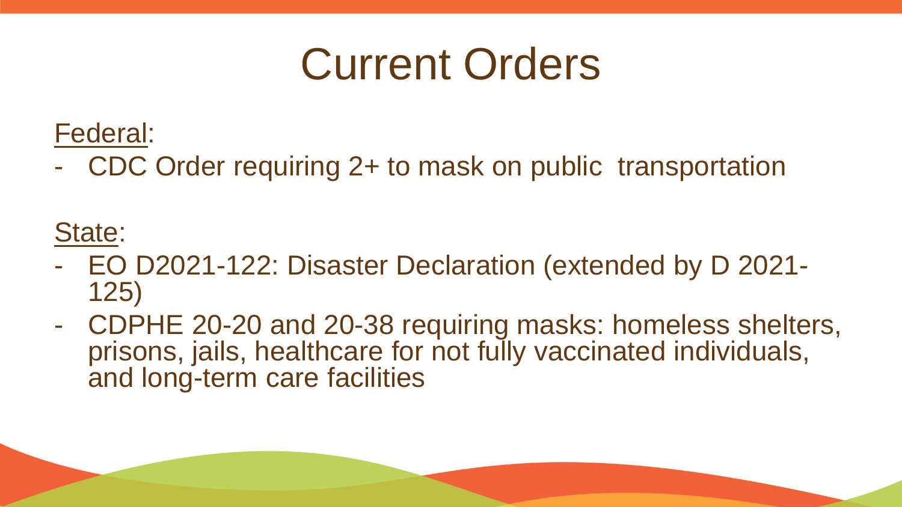# Current Orders

Federal:

- CDC Order requiring 2+ to mask on public transportation

State:

- EO D2021-122: Disaster Declaration (extended by D 2021-125)
- CDPHE 20-20 and 20-38 requiring masks: homeless shelters, prisons, jails, healthcare for not fully vaccinated individuals, and long-term care facilities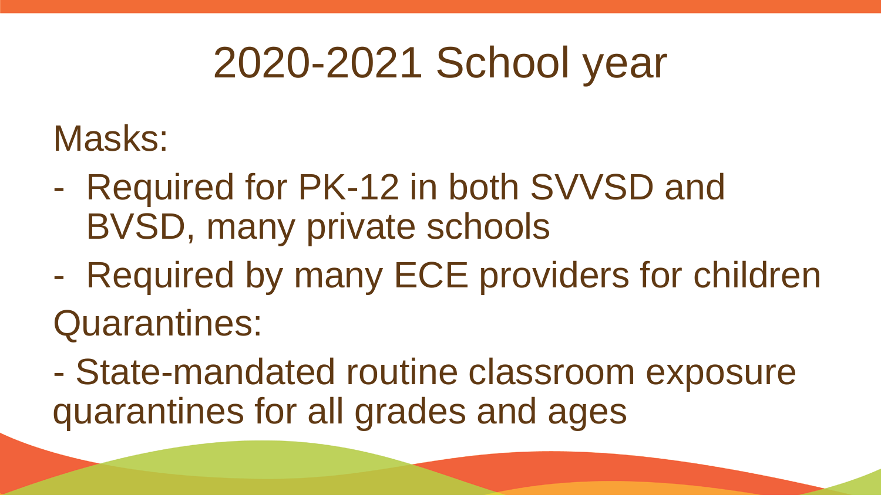# 2020-2021 School year

Masks:

- Required for PK-12 in both SVVSD and BVSD, many private schools
- Required by many ECE providers for children

Quarantines:

- State-mandated routine classroom exposure quarantines for all grades and ages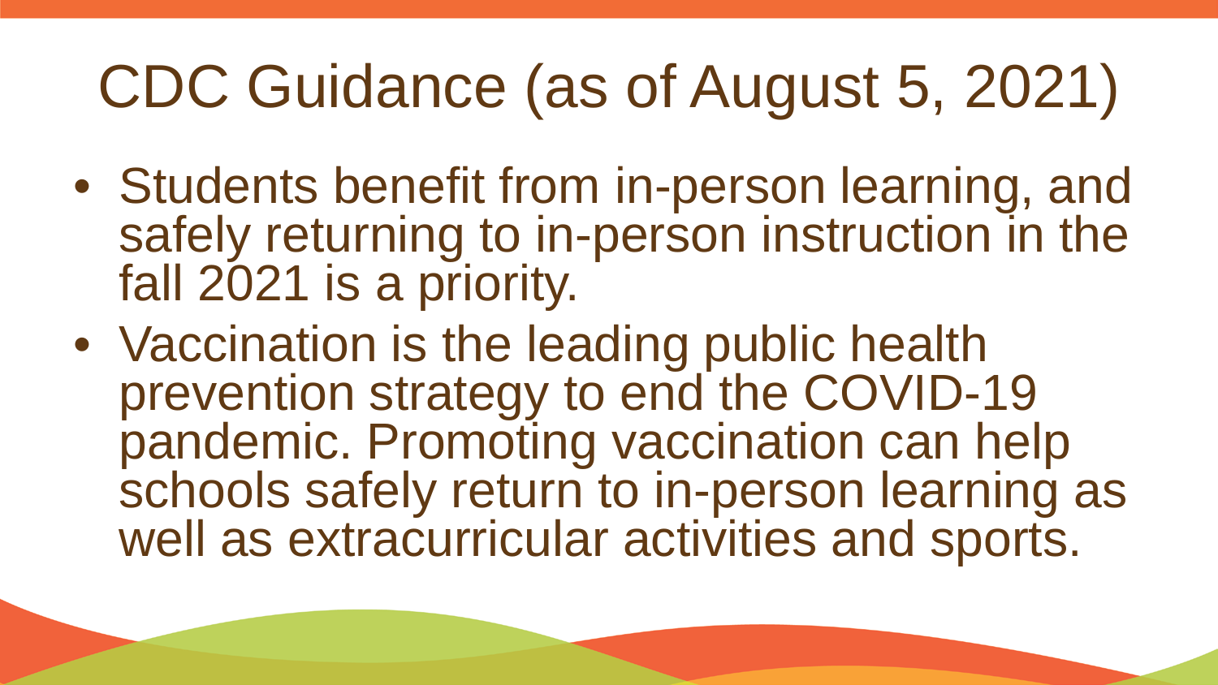# CDC Guidance (as of August 5, 2021)

- Students benefit from in-person learning, and safely returning to in-person instruction in the fall 2021 is a priority.
- Vaccination is the leading public health prevention strategy to end the COVID-19 pandemic. Promoting vaccination can help schools safely return to in-person learning as well as extracurricular activities and sports.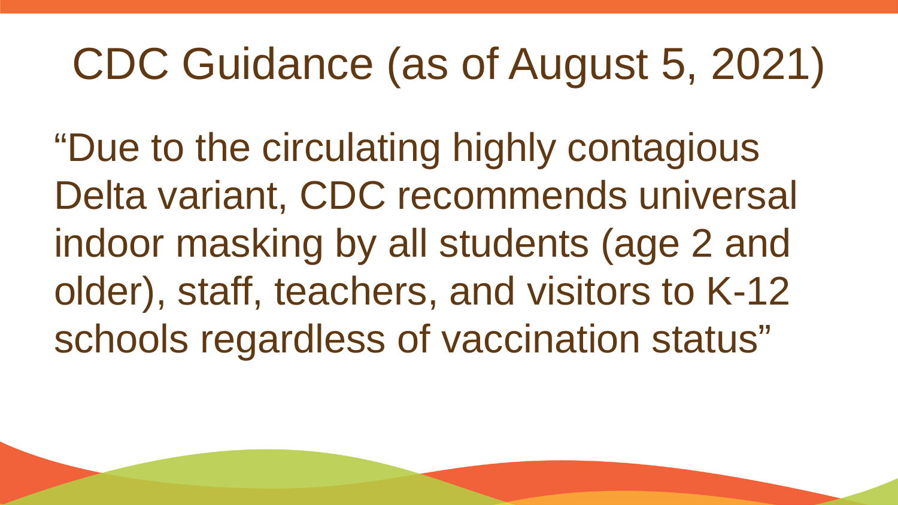# CDC Guidance (as of August 5, 2021)

"Due to the circulating highly contagious Delta variant, CDC recommends universal indoor masking by all students (age 2 and older), staff, teachers, and visitors to K-12 schools regardless of vaccination status"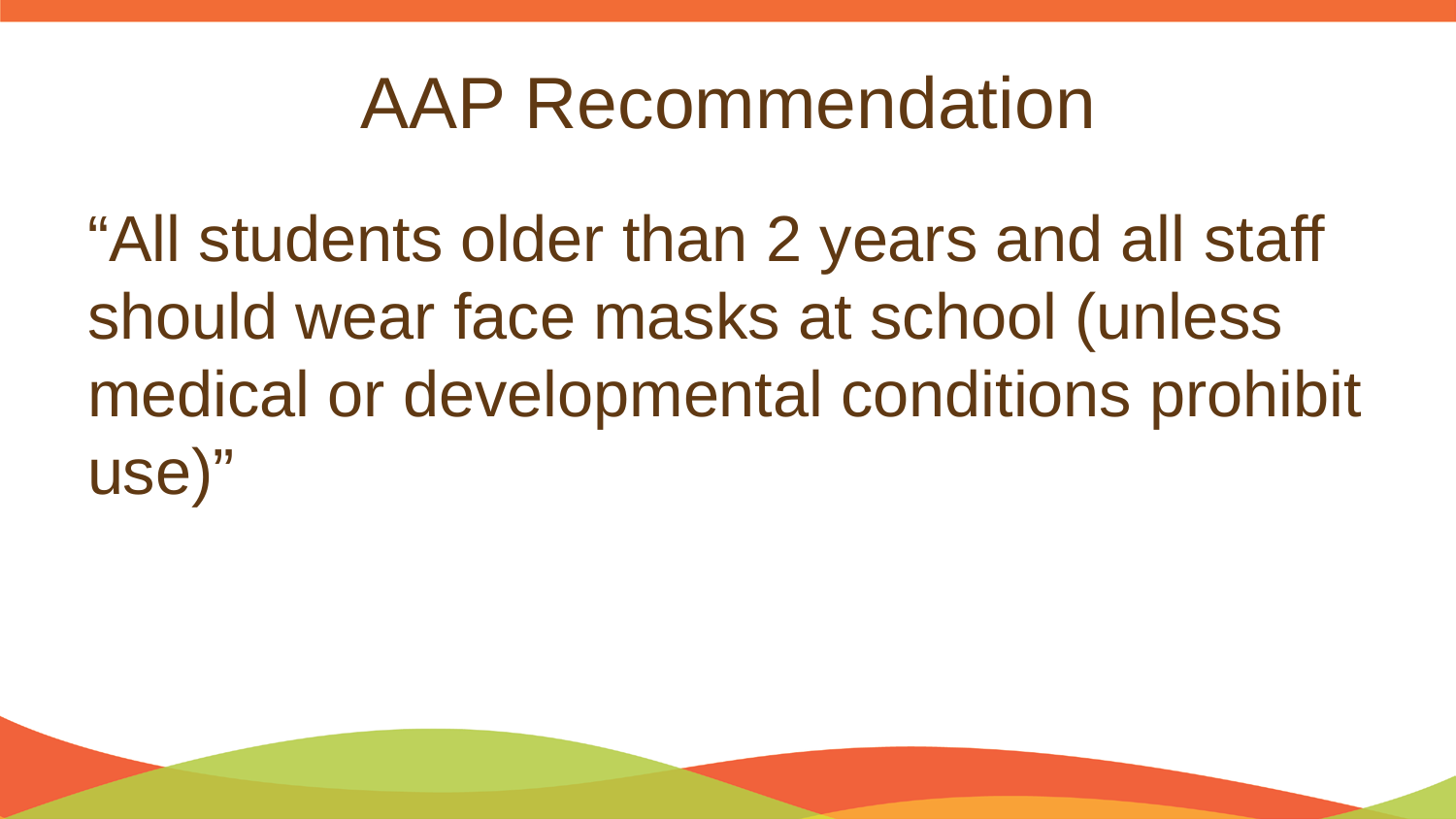# AAP Recommendation

"All students older than 2 years and all staff should wear face masks at school (unless medical or developmental conditions prohibit use)"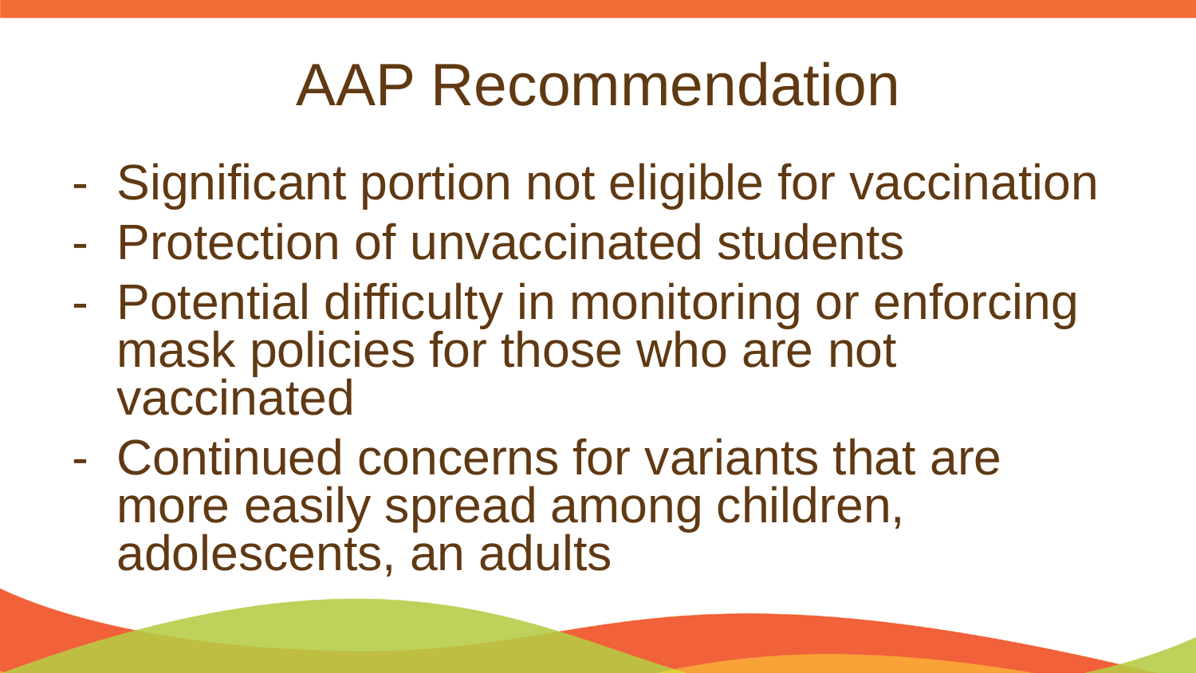# AAP Recommendation

- Significant portion not eligible for vaccination
- Protection of unvaccinated students
- Potential difficulty in monitoring or enforcing mask policies for those who are not vaccinated
- Continued concerns for variants that are more easily spread among children, adolescents, an adults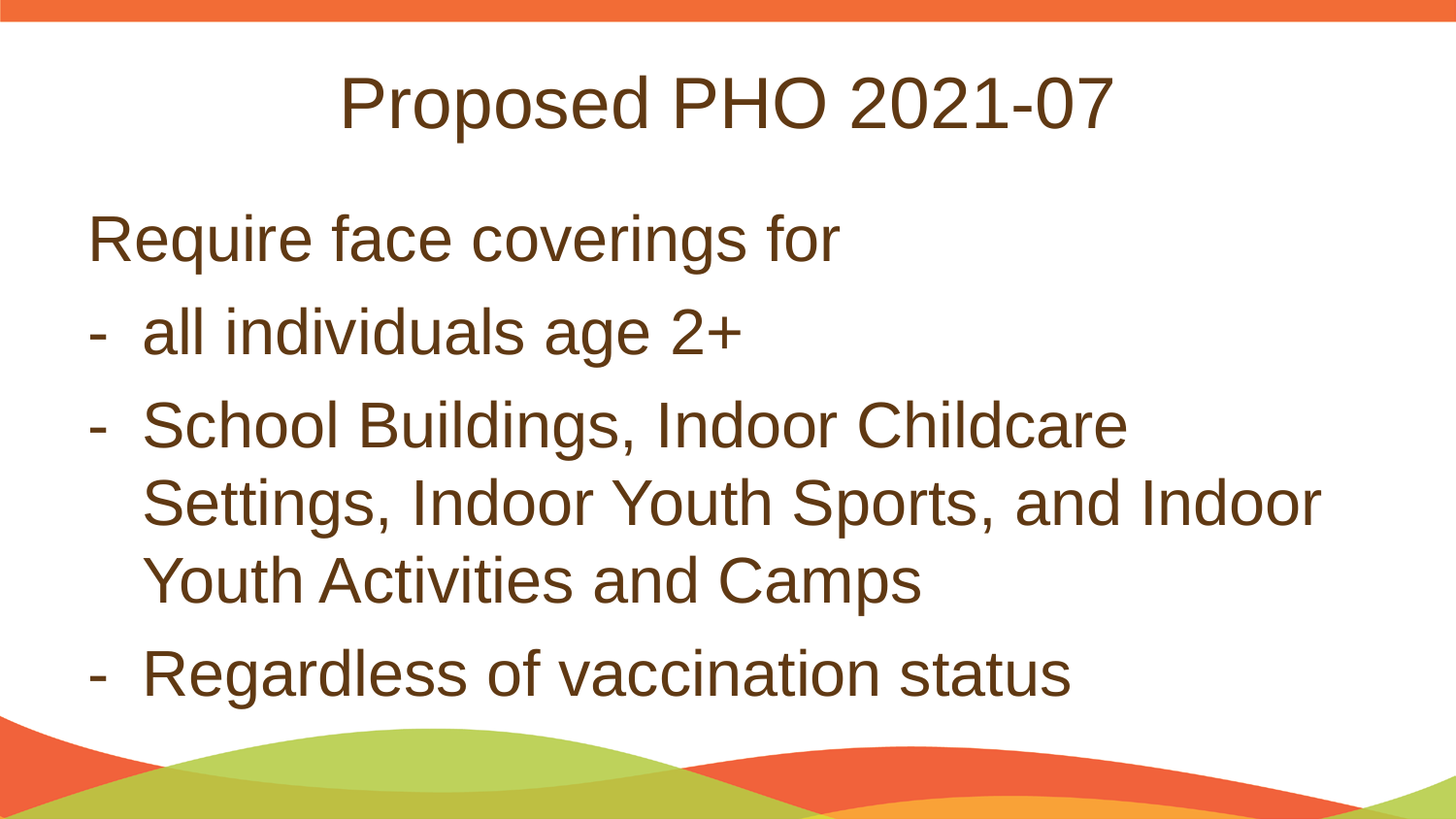# Proposed PHO 2021-07

Require face coverings for

- all individuals age 2+
- School Buildings, Indoor Childcare Settings, Indoor Youth Sports, and Indoor Youth Activities and Camps
- Regardless of vaccination status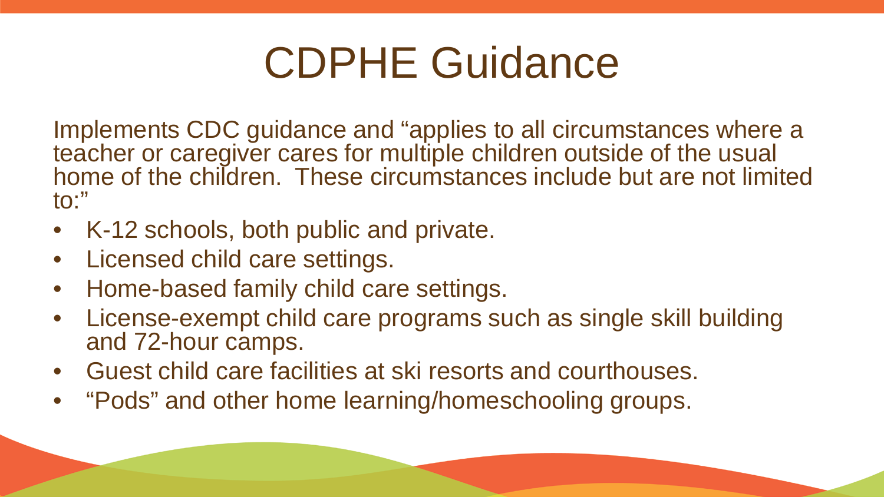# CDPHE Guidance

Implements CDC guidance and "applies to all circumstances where a teacher or caregiver cares for multiple children outside of the usual home of the children. These circumstances include but are not limited to:"

- K-12 schools, both public and private.
- Licensed child care settings.
- Home-based family child care settings.
- License-exempt child care programs such as single skill building and 72-hour camps.
- Guest child care facilities at ski resorts and courthouses.
- "Pods" and other home learning/homeschooling groups.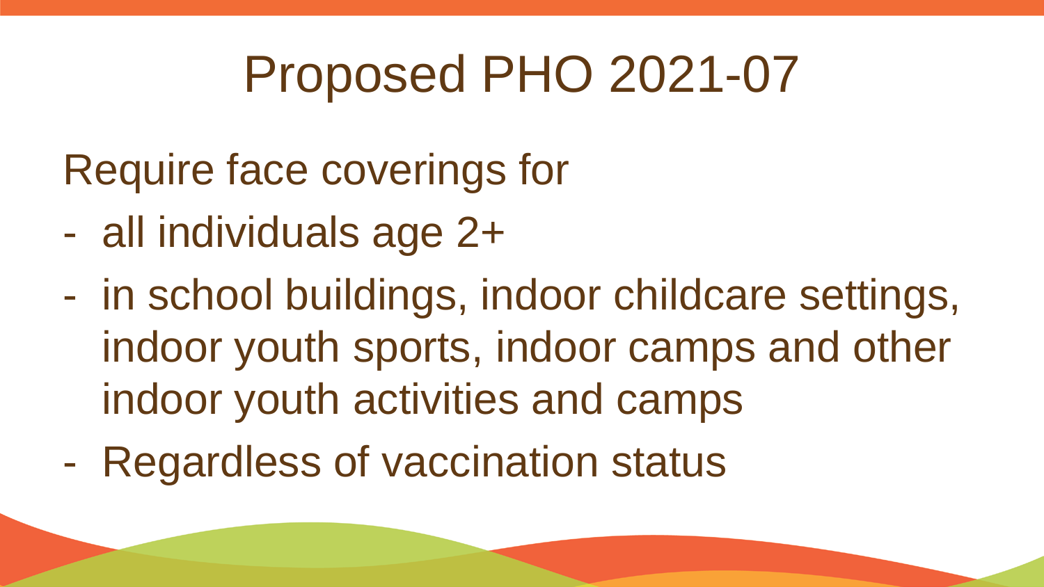# Proposed PHO 2021-07

Require face coverings for

- all individuals age 2+
- in school buildings, indoor childcare settings, indoor youth sports, indoor camps and other indoor youth activities and camps
- Regardless of vaccination status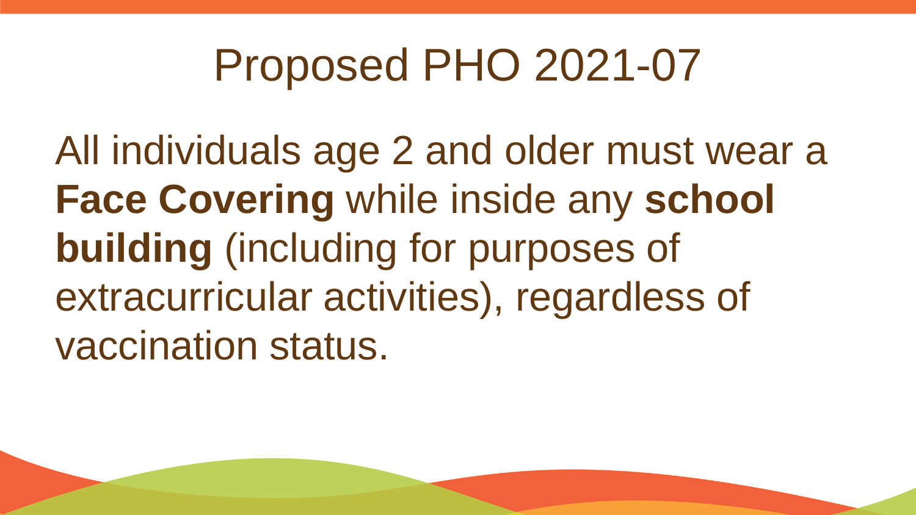# Proposed PHO 2021-07

All individuals age 2 and older must wear a **Face Covering** while inside any **school building** (including for purposes of extracurricular activities), regardless of vaccination status.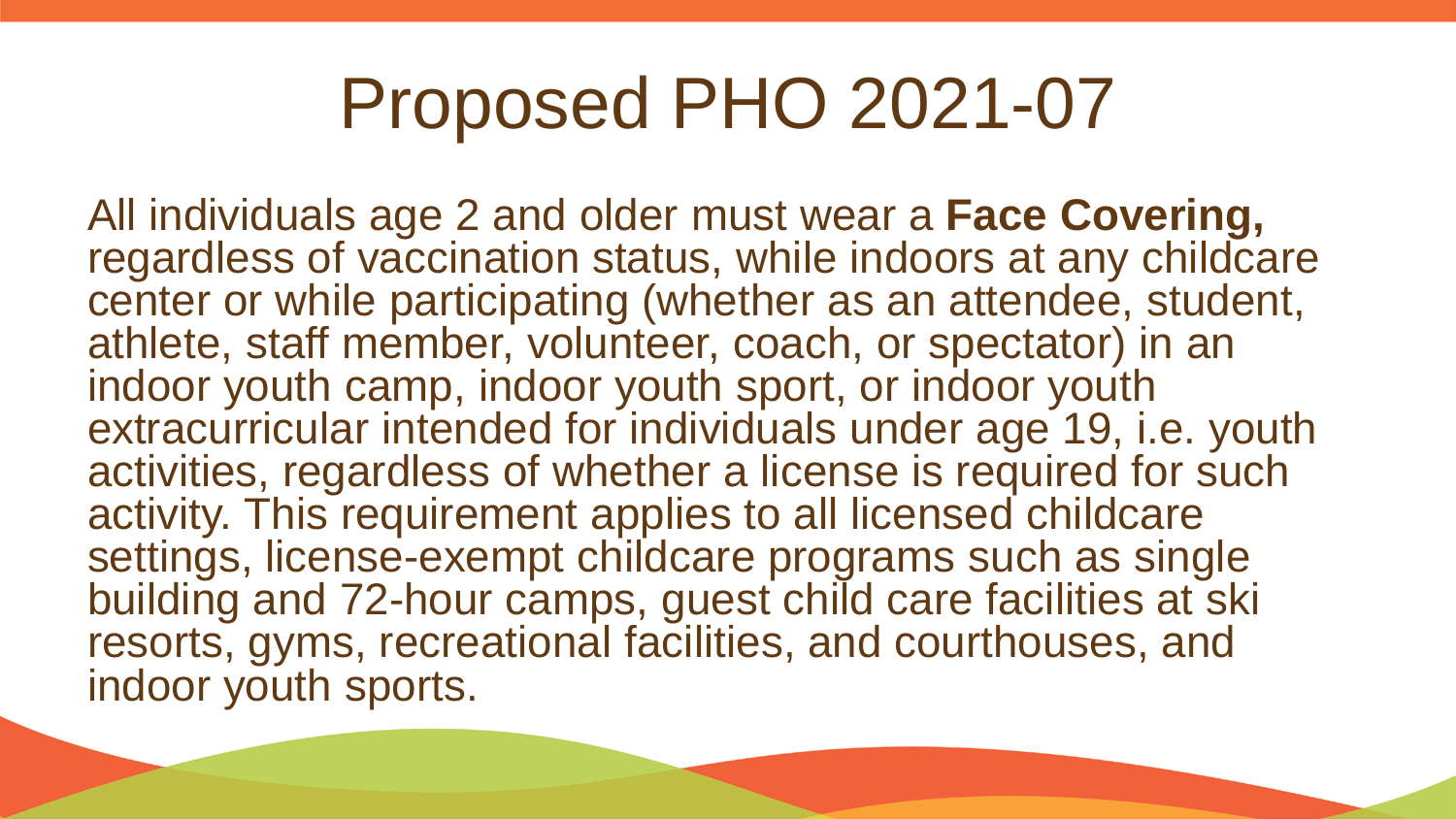# Proposed PHO 2021-07

All individuals age 2 and older must wear a **Face Covering,** regardless of vaccination status, while indoors at any childcare center or while participating (whether as an attendee, student, athlete, staff member, volunteer, coach, or spectator) in an indoor youth camp, indoor youth sport, or indoor youth extracurricular intended for individuals under age 19, i.e. youth activities, regardless of whether a license is required for such activity. This requirement applies to all licensed childcare settings, license-exempt childcare programs such as single building and 72-hour camps, guest child care facilities at ski resorts, gyms, recreational facilities, and courthouses, and indoor youth sports.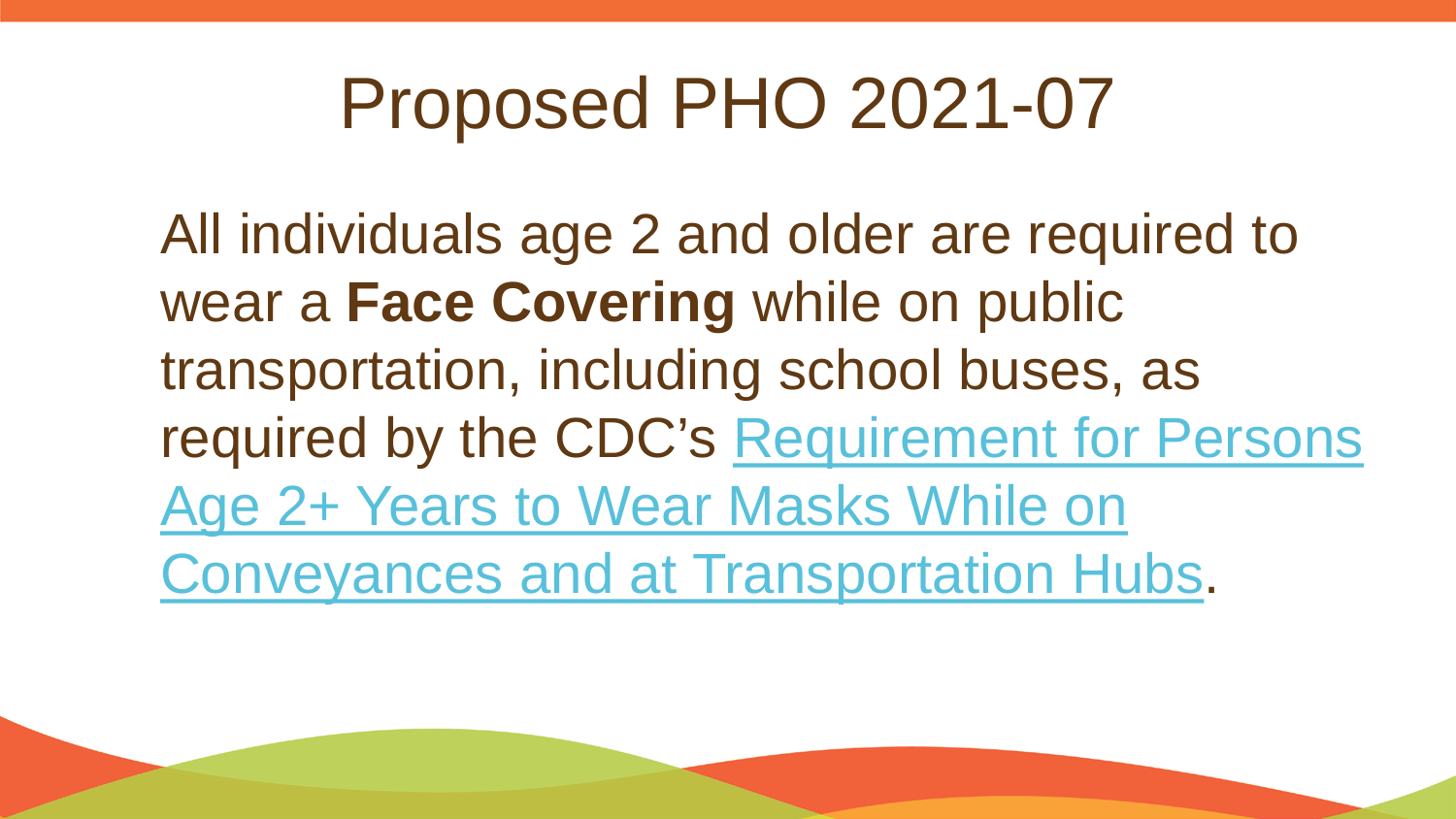# Proposed PHO 2021-07

All individuals age 2 and older are required to wear a **Face Covering** while on public transportation, including school buses, as required by the CDC's Requirement for Persons Age 2+ Years to Wear Masks While on Conveyances and at Transportation Hubs.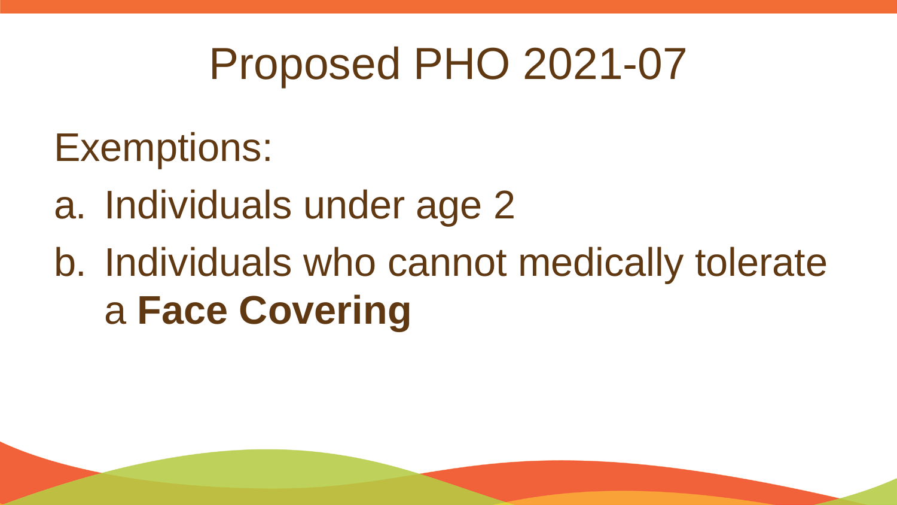# Proposed PHO 2021-07

Exemptions:

a. Individuals under age 2
b. Individuals who cannot medically tolerate a **Face Covering**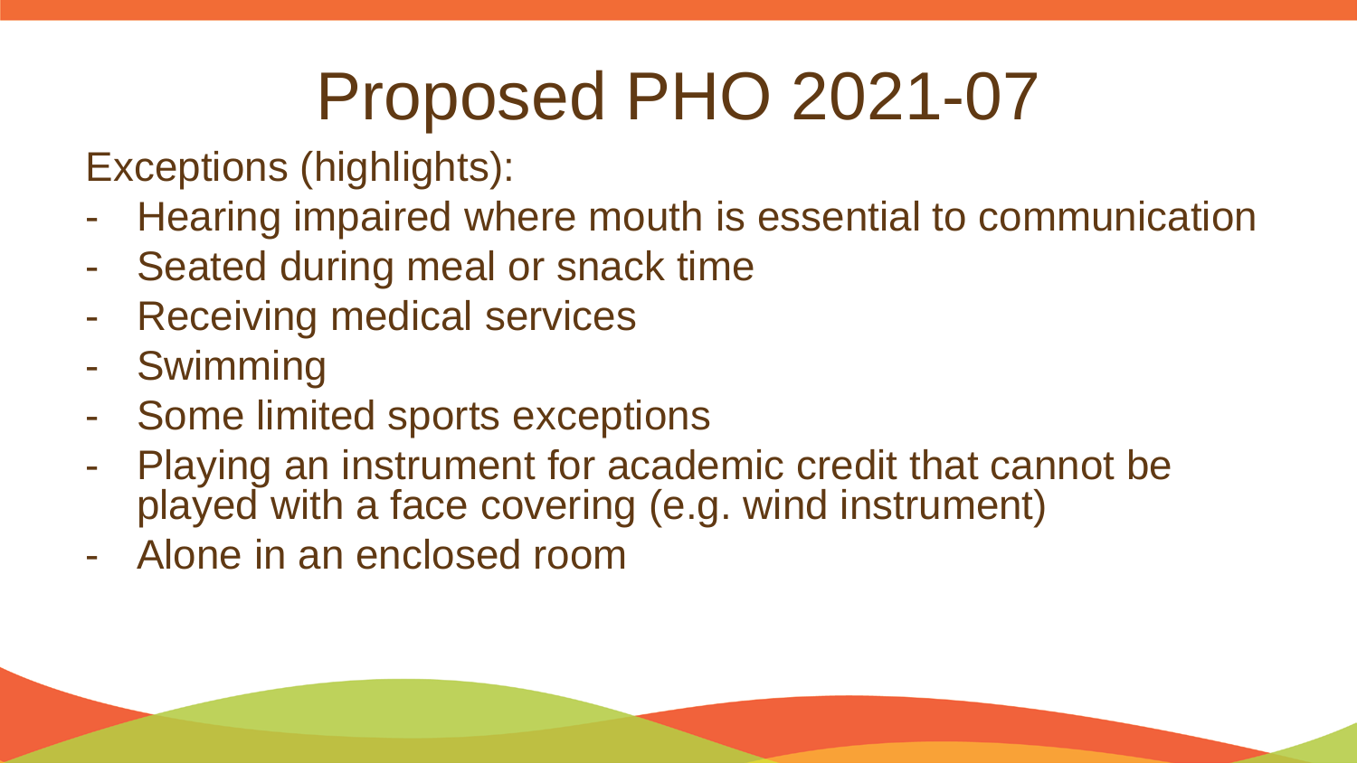# Proposed PHO 2021-07

Exceptions (highlights):

- Hearing impaired where mouth is essential to communication
- Seated during meal or snack time
- Receiving medical services
- Swimming
- Some limited sports exceptions
- Playing an instrument for academic credit that cannot be played with a face covering (e.g. wind instrument)
- Alone in an enclosed room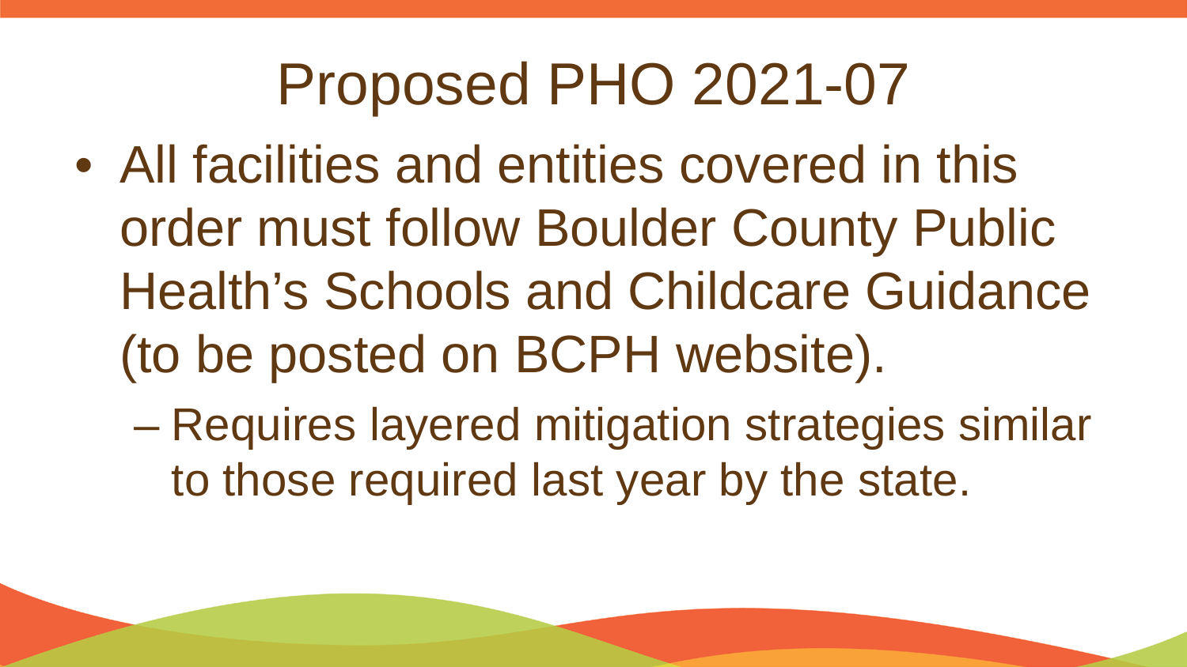# Proposed PHO 2021-07

- All facilities and entities covered in this order must follow Boulder County Public Health's Schools and Childcare Guidance (to be posted on BCPH website).
  - Requires layered mitigation strategies similar to those required last year by the state.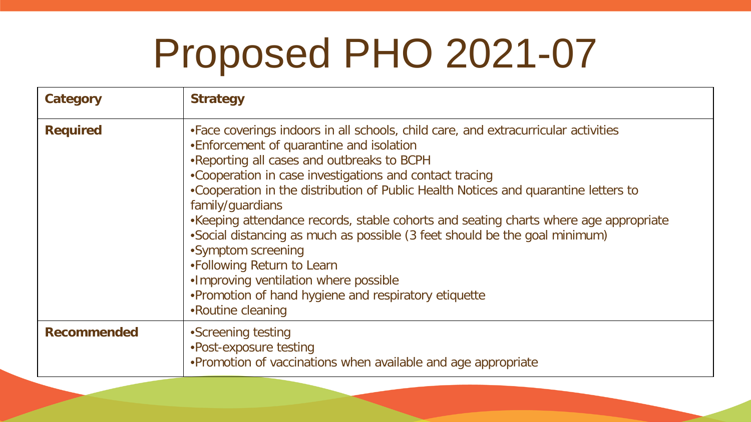# Proposed PHO 2021-07

| Category | Strategy |
|---|---|
| **Required** | •Face coverings indoors in all schools, child care, and extracurricular activities<br>•Enforcement of quarantine and isolation<br>•Reporting all cases and outbreaks to BCPH<br>•Cooperation in case investigations and contact tracing<br>•Cooperation in the distribution of Public Health Notices and quarantine letters to family/guardians<br>•Keeping attendance records, stable cohorts and seating charts where age appropriate<br>•Social distancing as much as possible (3 feet should be the goal minimum)<br>•Symptom screening<br>•Following Return to Learn<br>•Improving ventilation where possible<br>•Promotion of hand hygiene and respiratory etiquette<br>•Routine cleaning |
| **Recommended** | •Screening testing<br>•Post-exposure testing<br>•Promotion of vaccinations when available and age appropriate |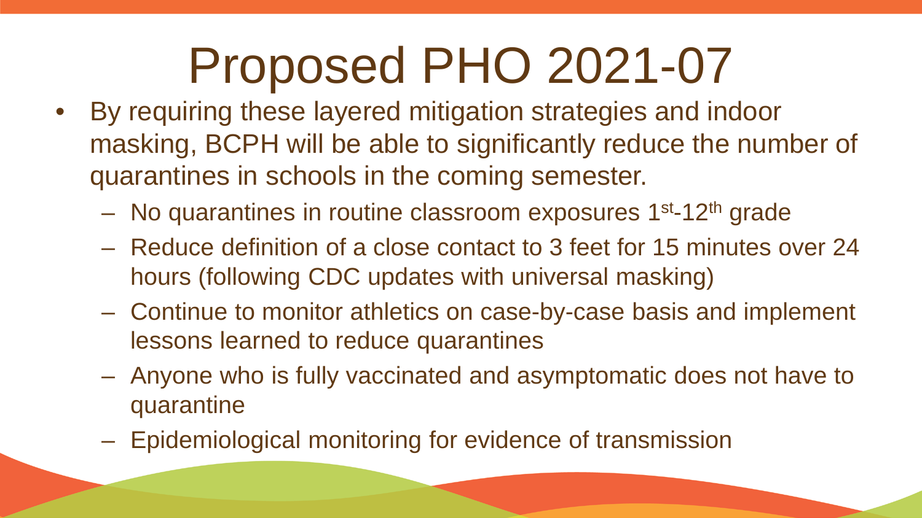# Proposed PHO 2021-07

- By requiring these layered mitigation strategies and indoor masking, BCPH will be able to significantly reduce the number of quarantines in schools in the coming semester.
  - No quarantines in routine classroom exposures 1st-12th grade
  - Reduce definition of a close contact to 3 feet for 15 minutes over 24 hours (following CDC updates with universal masking)
  - Continue to monitor athletics on case-by-case basis and implement lessons learned to reduce quarantines
  - Anyone who is fully vaccinated and asymptomatic does not have to quarantine
  - Epidemiological monitoring for evidence of transmission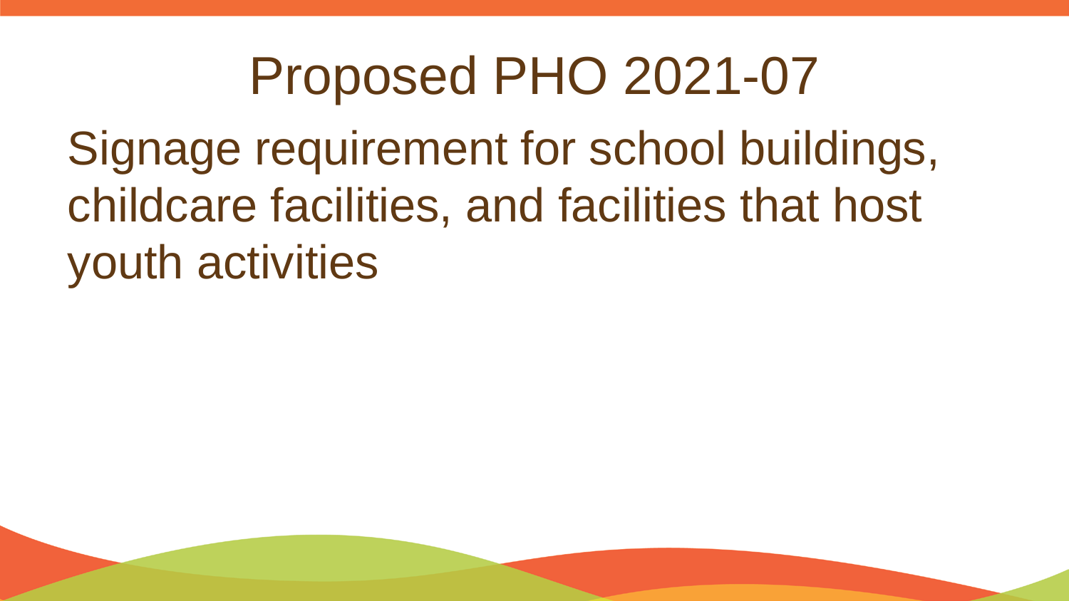# Proposed PHO 2021-07

Signage requirement for school buildings, childcare facilities, and facilities that host youth activities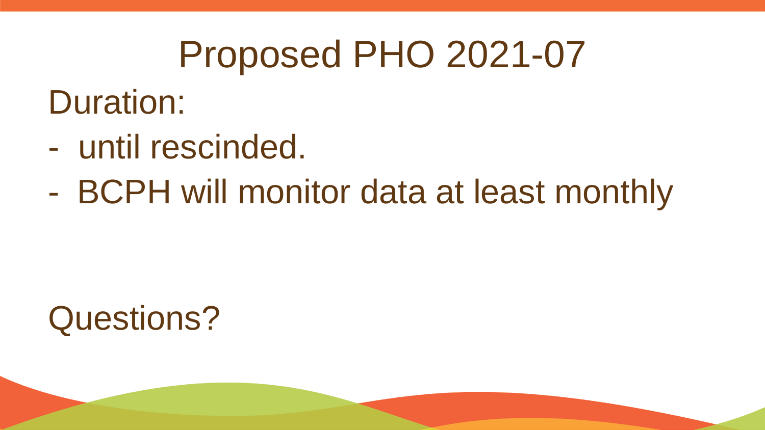# Proposed PHO 2021-07

Duration:

- until rescinded.
- BCPH will monitor data at least monthly

Questions?